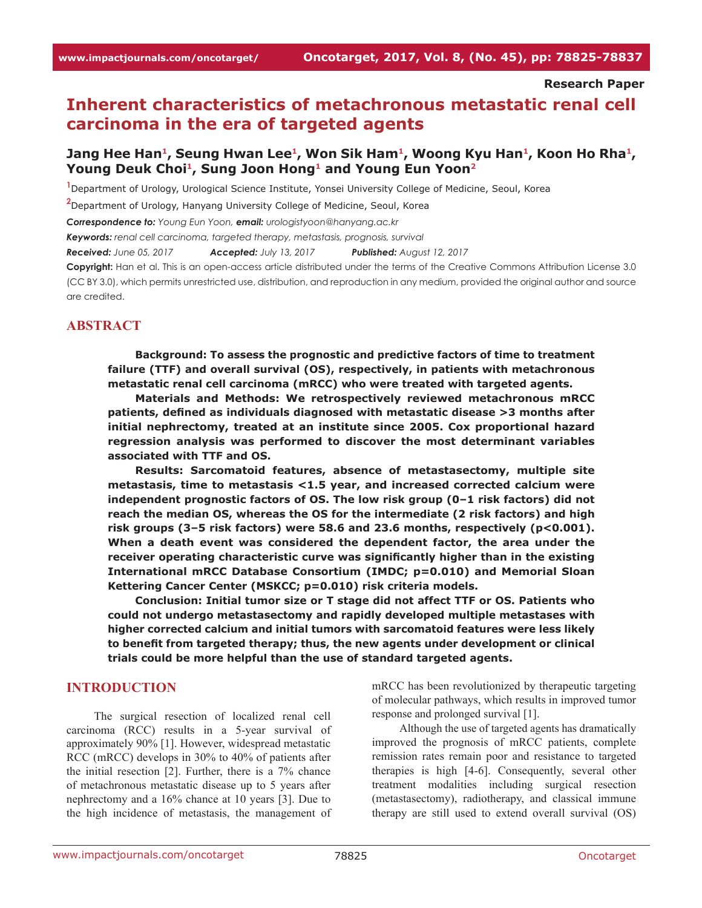Research Paper

# Inherent characteristics of metachronous metastatic renal cell carcinoma in the era of targeted agents

**Jang Hee Han[1], Seung Hwan Lee[1], Won Sik Ham[1], Woong Kyu Han[1], Koon Ho Rha[1], Young Deuk Choi[1], Sung Joon Hong[1] and Young Eun Yoon[2]**

[1]Department of Urology, Urological Science Institute, Yonsei University College of Medicine, Seoul, Korea

[2]Department of Urology, Hanyang University College of Medicine, Seoul, Korea

***Correspondence to:*** *Young Eun Yoon,* ***email:*** *urologistyoon@hanyang.ac.kr*

***Keywords:*** *renal cell carcinoma, targeted therapy, metastasis, prognosis, survival*

***Received:*** *June 05, 2017* ***Accepted:*** *July 13, 2017* ***Published:*** *August 12, 2017*

**Copyright:** Han et al. This is an open-access article distributed under the terms of the Creative Commons Attribution License 3.0 (CC BY 3.0), which permits unrestricted use, distribution, and reproduction in any medium, provided the original author and source are credited.

## ABSTRACT

**Background: To assess the prognostic and predictive factors of time to treatment failure (TTF) and overall survival (OS), respectively, in patients with metachronous metastatic renal cell carcinoma (mRCC) who were treated with targeted agents.**

**Materials and Methods: We retrospectively reviewed metachronous mRCC patients, defined as individuals diagnosed with metastatic disease >3 months after initial nephrectomy, treated at an institute since 2005. Cox proportional hazard regression analysis was performed to discover the most determinant variables associated with TTF and OS.**

**Results: Sarcomatoid features, absence of metastasectomy, multiple site metastasis, time to metastasis <1.5 year, and increased corrected calcium were independent prognostic factors of OS. The low risk group (0–1 risk factors) did not reach the median OS, whereas the OS for the intermediate (2 risk factors) and high risk groups (3–5 risk factors) were 58.6 and 23.6 months, respectively (p<0.001). When a death event was considered the dependent factor, the area under the receiver operating characteristic curve was significantly higher than in the existing International mRCC Database Consortium (IMDC; p=0.010) and Memorial Sloan Kettering Cancer Center (MSKCC; p=0.010) risk criteria models.**

**Conclusion: Initial tumor size or T stage did not affect TTF or OS. Patients who could not undergo metastasectomy and rapidly developed multiple metastases with higher corrected calcium and initial tumors with sarcomatoid features were less likely to benefit from targeted therapy; thus, the new agents under development or clinical trials could be more helpful than the use of standard targeted agents.**

## INTRODUCTION

The surgical resection of localized renal cell carcinoma (RCC) results in a 5-year survival of approximately 90% [1]. However, widespread metastatic RCC (mRCC) develops in 30% to 40% of patients after the initial resection [2]. Further, there is a 7% chance of metachronous metastatic disease up to 5 years after nephrectomy and a 16% chance at 10 years [3]. Due to the high incidence of metastasis, the management of mRCC has been revolutionized by therapeutic targeting of molecular pathways, which results in improved tumor response and prolonged survival [1].

Although the use of targeted agents has dramatically improved the prognosis of mRCC patients, complete remission rates remain poor and resistance to targeted therapies is high [4-6]. Consequently, several other treatment modalities including surgical resection (metastasectomy), radiotherapy, and classical immune therapy are still used to extend overall survival (OS)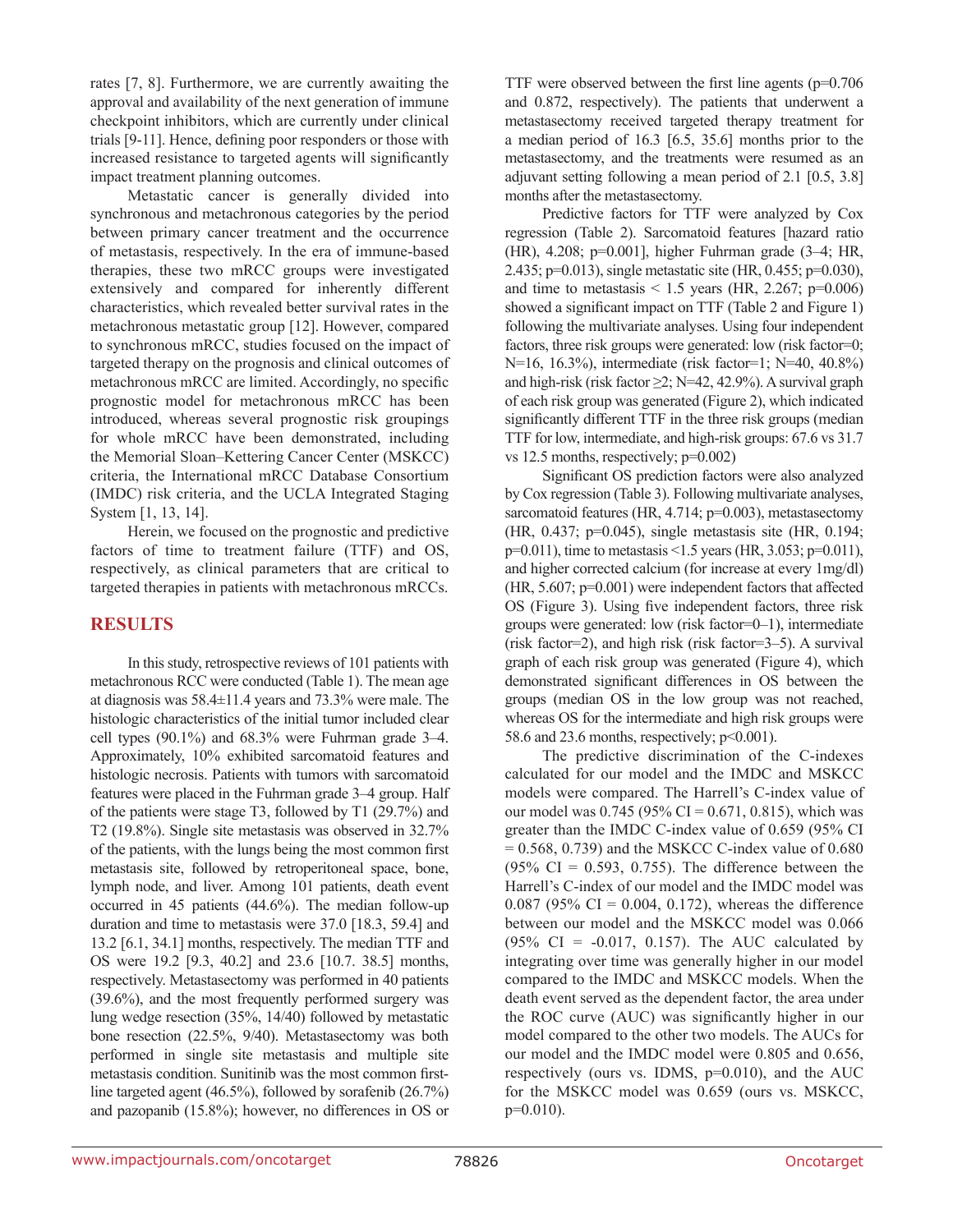rates [7, 8]. Furthermore, we are currently awaiting the approval and availability of the next generation of immune checkpoint inhibitors, which are currently under clinical trials [9-11]. Hence, defining poor responders or those with increased resistance to targeted agents will significantly impact treatment planning outcomes.

Metastatic cancer is generally divided into synchronous and metachronous categories by the period between primary cancer treatment and the occurrence of metastasis, respectively. In the era of immune-based therapies, these two mRCC groups were investigated extensively and compared for inherently different characteristics, which revealed better survival rates in the metachronous metastatic group [12]. However, compared to synchronous mRCC, studies focused on the impact of targeted therapy on the prognosis and clinical outcomes of metachronous mRCC are limited. Accordingly, no specific prognostic model for metachronous mRCC has been introduced, whereas several prognostic risk groupings for whole mRCC have been demonstrated, including the Memorial Sloan–Kettering Cancer Center (MSKCC) criteria, the International mRCC Database Consortium (IMDC) risk criteria, and the UCLA Integrated Staging System [1, 13, 14].

Herein, we focused on the prognostic and predictive factors of time to treatment failure (TTF) and OS, respectively, as clinical parameters that are critical to targeted therapies in patients with metachronous mRCCs.

## RESULTS

In this study, retrospective reviews of 101 patients with metachronous RCC were conducted (Table 1). The mean age at diagnosis was 58.4±11.4 years and 73.3% were male. The histologic characteristics of the initial tumor included clear cell types (90.1%) and 68.3% were Fuhrman grade 3–4. Approximately, 10% exhibited sarcomatoid features and histologic necrosis. Patients with tumors with sarcomatoid features were placed in the Fuhrman grade 3–4 group. Half of the patients were stage T3, followed by T1 (29.7%) and T2 (19.8%). Single site metastasis was observed in 32.7% of the patients, with the lungs being the most common first metastasis site, followed by retroperitoneal space, bone, lymph node, and liver. Among 101 patients, death event occurred in 45 patients (44.6%). The median follow-up duration and time to metastasis were 37.0 [18.3, 59.4] and 13.2 [6.1, 34.1] months, respectively. The median TTF and OS were 19.2 [9.3, 40.2] and 23.6 [10.7. 38.5] months, respectively. Metastasectomy was performed in 40 patients (39.6%), and the most frequently performed surgery was lung wedge resection (35%, 14/40) followed by metastatic bone resection (22.5%, 9/40). Metastasectomy was both performed in single site metastasis and multiple site metastasis condition. Sunitinib was the most common first-line targeted agent (46.5%), followed by sorafenib (26.7%) and pazopanib (15.8%); however, no differences in OS or TTF were observed between the first line agents (p=0.706 and 0.872, respectively). The patients that underwent a metastasectomy received targeted therapy treatment for a median period of 16.3 [6.5, 35.6] months prior to the metastasectomy, and the treatments were resumed as an adjuvant setting following a mean period of 2.1 [0.5, 3.8] months after the metastasectomy.

Predictive factors for TTF were analyzed by Cox regression (Table 2). Sarcomatoid features [hazard ratio (HR), 4.208; p=0.001], higher Fuhrman grade (3–4; HR, 2.435; p=0.013), single metastatic site (HR, 0.455; p=0.030), and time to metastasis < 1.5 years (HR, 2.267; p=0.006) showed a significant impact on TTF (Table 2 and Figure 1) following the multivariate analyses. Using four independent factors, three risk groups were generated: low (risk factor=0; N=16, 16.3%), intermediate (risk factor=1; N=40, 40.8%) and high-risk (risk factor ≥2; N=42, 42.9%). A survival graph of each risk group was generated (Figure 2), which indicated significantly different TTF in the three risk groups (median TTF for low, intermediate, and high-risk groups: 67.6 vs 31.7 vs 12.5 months, respectively; p=0.002)

Significant OS prediction factors were also analyzed by Cox regression (Table 3). Following multivariate analyses, sarcomatoid features (HR, 4.714; p=0.003), metastasectomy (HR, 0.437; p=0.045), single metastasis site (HR, 0.194; p=0.011), time to metastasis <1.5 years (HR, 3.053; p=0.011), and higher corrected calcium (for increase at every 1mg/dl) (HR, 5.607; p=0.001) were independent factors that affected OS (Figure 3). Using five independent factors, three risk groups were generated: low (risk factor=0–1), intermediate (risk factor=2), and high risk (risk factor=3–5). A survival graph of each risk group was generated (Figure 4), which demonstrated significant differences in OS between the groups (median OS in the low group was not reached, whereas OS for the intermediate and high risk groups were 58.6 and 23.6 months, respectively; p<0.001).

The predictive discrimination of the C-indexes calculated for our model and the IMDC and MSKCC models were compared. The Harrell's C-index value of our model was 0.745 (95% CI = 0.671, 0.815), which was greater than the IMDC C-index value of 0.659 (95% CI = 0.568, 0.739) and the MSKCC C-index value of 0.680 (95% CI = 0.593, 0.755). The difference between the Harrell's C-index of our model and the IMDC model was 0.087 (95% CI = 0.004, 0.172), whereas the difference between our model and the MSKCC model was 0.066 (95% CI = -0.017, 0.157). The AUC calculated by integrating over time was generally higher in our model compared to the IMDC and MSKCC models. When the death event served as the dependent factor, the area under the ROC curve (AUC) was significantly higher in our model compared to the other two models. The AUCs for our model and the IMDC model were 0.805 and 0.656, respectively (ours vs. IDMS, p=0.010), and the AUC for the MSKCC model was 0.659 (ours vs. MSKCC, p=0.010).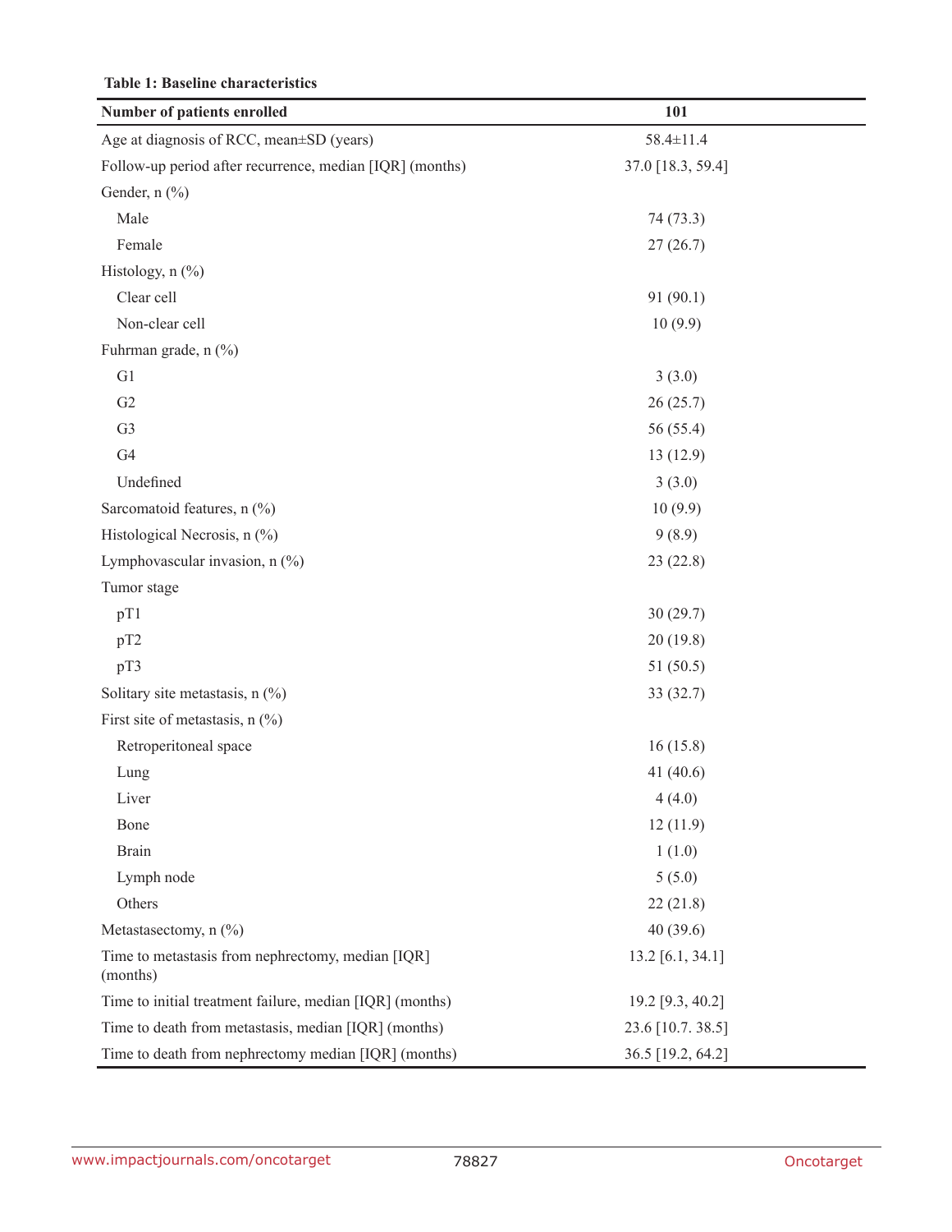**Table 1: Baseline characteristics**

| Number of patients enrolled | 101 |
|---|---|
| Age at diagnosis of RCC, mean±SD (years) | 58.4±11.4 |
| Follow-up period after recurrence, median [IQR] (months) | 37.0 [18.3, 59.4] |
| Gender, n (%) | |
| Male | 74 (73.3) |
| Female | 27 (26.7) |
| Histology, n (%) | |
| Clear cell | 91 (90.1) |
| Non-clear cell | 10 (9.9) |
| Fuhrman grade, n (%) | |
| G1 | 3 (3.0) |
| G2 | 26 (25.7) |
| G3 | 56 (55.4) |
| G4 | 13 (12.9) |
| Undefined | 3 (3.0) |
| Sarcomatoid features, n (%) | 10 (9.9) |
| Histological Necrosis, n (%) | 9 (8.9) |
| Lymphovascular invasion, n (%) | 23 (22.8) |
| Tumor stage | |
| pT1 | 30 (29.7) |
| pT2 | 20 (19.8) |
| pT3 | 51 (50.5) |
| Solitary site metastasis, n (%) | 33 (32.7) |
| First site of metastasis, n (%) | |
| Retroperitoneal space | 16 (15.8) |
| Lung | 41 (40.6) |
| Liver | 4 (4.0) |
| Bone | 12 (11.9) |
| Brain | 1 (1.0) |
| Lymph node | 5 (5.0) |
| Others | 22 (21.8) |
| Metastasectomy, n (%) | 40 (39.6) |
| Time to metastasis from nephrectomy, median [IQR] (months) | 13.2 [6.1, 34.1] |
| Time to initial treatment failure, median [IQR] (months) | 19.2 [9.3, 40.2] |
| Time to death from metastasis, median [IQR] (months) | 23.6 [10.7. 38.5] |
| Time to death from nephrectomy median [IQR] (months) | 36.5 [19.2, 64.2] |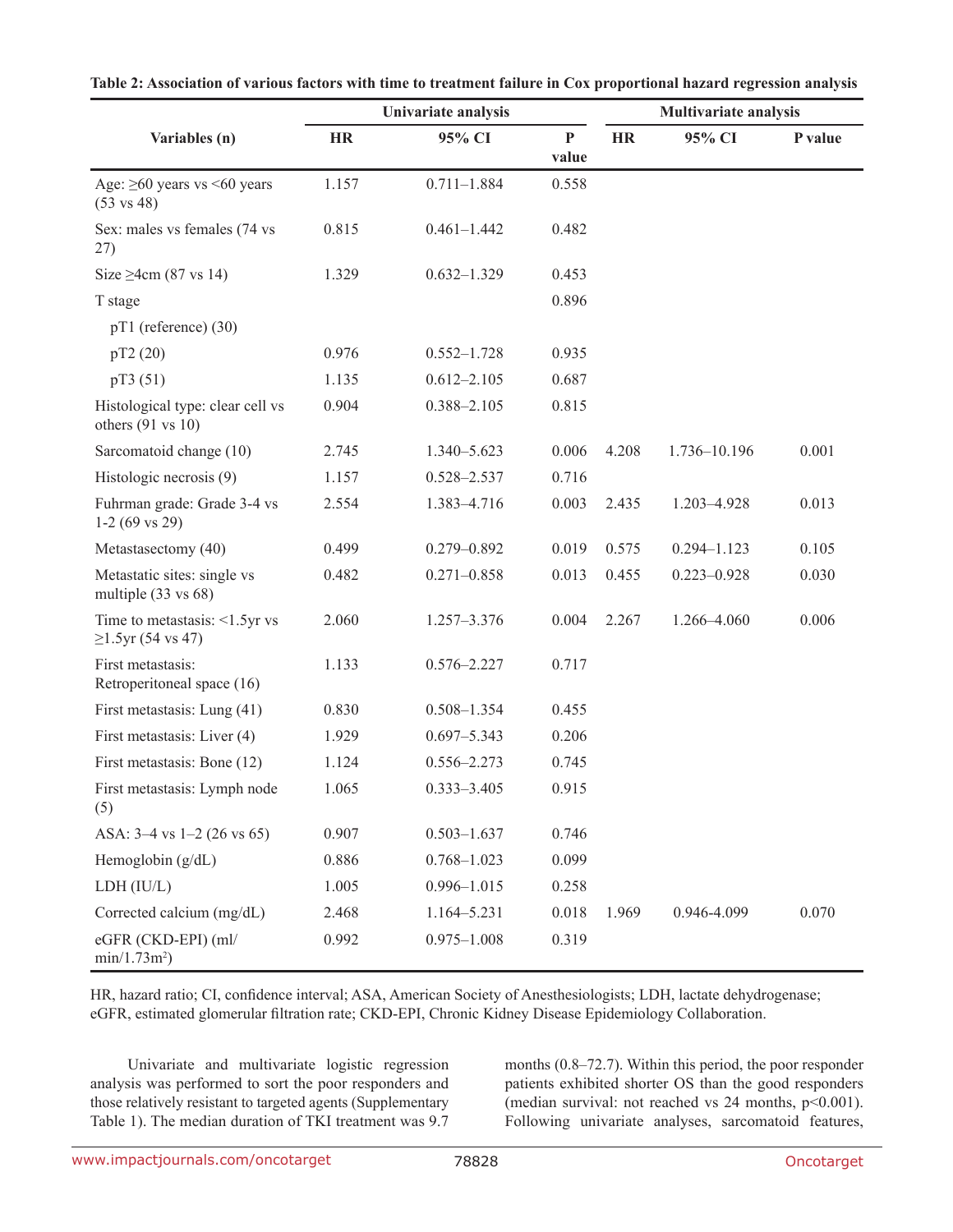**Table 2: Association of various factors with time to treatment failure in Cox proportional hazard regression analysis**

| Variables (n) | Univariate analysis | | | Multivariate analysis | | |
|---|---|---|---|---|---|---|
| | HR | 95% CI | P value | HR | 95% CI | P value |
| Age: ≥60 years vs <60 years (53 vs 48) | 1.157 | 0.711–1.884 | 0.558 | | | |
| Sex: males vs females (74 vs 27) | 0.815 | 0.461–1.442 | 0.482 | | | |
| Size ≥4cm (87 vs 14) | 1.329 | 0.632–1.329 | 0.453 | | | |
| T stage | | | 0.896 | | | |
| pT1 (reference) (30) | | | | | | |
| pT2 (20) | 0.976 | 0.552–1.728 | 0.935 | | | |
| pT3 (51) | 1.135 | 0.612–2.105 | 0.687 | | | |
| Histological type: clear cell vs others (91 vs 10) | 0.904 | 0.388–2.105 | 0.815 | | | |
| Sarcomatoid change (10) | 2.745 | 1.340–5.623 | 0.006 | 4.208 | 1.736–10.196 | 0.001 |
| Histologic necrosis (9) | 1.157 | 0.528–2.537 | 0.716 | | | |
| Fuhrman grade: Grade 3-4 vs 1-2 (69 vs 29) | 2.554 | 1.383–4.716 | 0.003 | 2.435 | 1.203–4.928 | 0.013 |
| Metastasectomy (40) | 0.499 | 0.279–0.892 | 0.019 | 0.575 | 0.294–1.123 | 0.105 |
| Metastatic sites: single vs multiple (33 vs 68) | 0.482 | 0.271–0.858 | 0.013 | 0.455 | 0.223–0.928 | 0.030 |
| Time to metastasis: <1.5yr vs ≥1.5yr (54 vs 47) | 2.060 | 1.257–3.376 | 0.004 | 2.267 | 1.266–4.060 | 0.006 |
| First metastasis: Retroperitoneal space (16) | 1.133 | 0.576–2.227 | 0.717 | | | |
| First metastasis: Lung (41) | 0.830 | 0.508–1.354 | 0.455 | | | |
| First metastasis: Liver (4) | 1.929 | 0.697–5.343 | 0.206 | | | |
| First metastasis: Bone (12) | 1.124 | 0.556–2.273 | 0.745 | | | |
| First metastasis: Lymph node (5) | 1.065 | 0.333–3.405 | 0.915 | | | |
| ASA: 3–4 vs 1–2 (26 vs 65) | 0.907 | 0.503–1.637 | 0.746 | | | |
| Hemoglobin (g/dL) | 0.886 | 0.768–1.023 | 0.099 | | | |
| LDH (IU/L) | 1.005 | 0.996–1.015 | 0.258 | | | |
| Corrected calcium (mg/dL) | 2.468 | 1.164–5.231 | 0.018 | 1.969 | 0.946-4.099 | 0.070 |
| eGFR (CKD-EPI) (ml/min/1.73m$^2$) | 0.992 | 0.975–1.008 | 0.319 | | | |

HR, hazard ratio; CI, confidence interval; ASA, American Society of Anesthesiologists; LDH, lactate dehydrogenase; eGFR, estimated glomerular filtration rate; CKD-EPI, Chronic Kidney Disease Epidemiology Collaboration.

Univariate and multivariate logistic regression analysis was performed to sort the poor responders and those relatively resistant to targeted agents (Supplementary Table 1). The median duration of TKI treatment was 9.7 months (0.8–72.7). Within this period, the poor responder patients exhibited shorter OS than the good responders (median survival: not reached vs 24 months, p<0.001). Following univariate analyses, sarcomatoid features,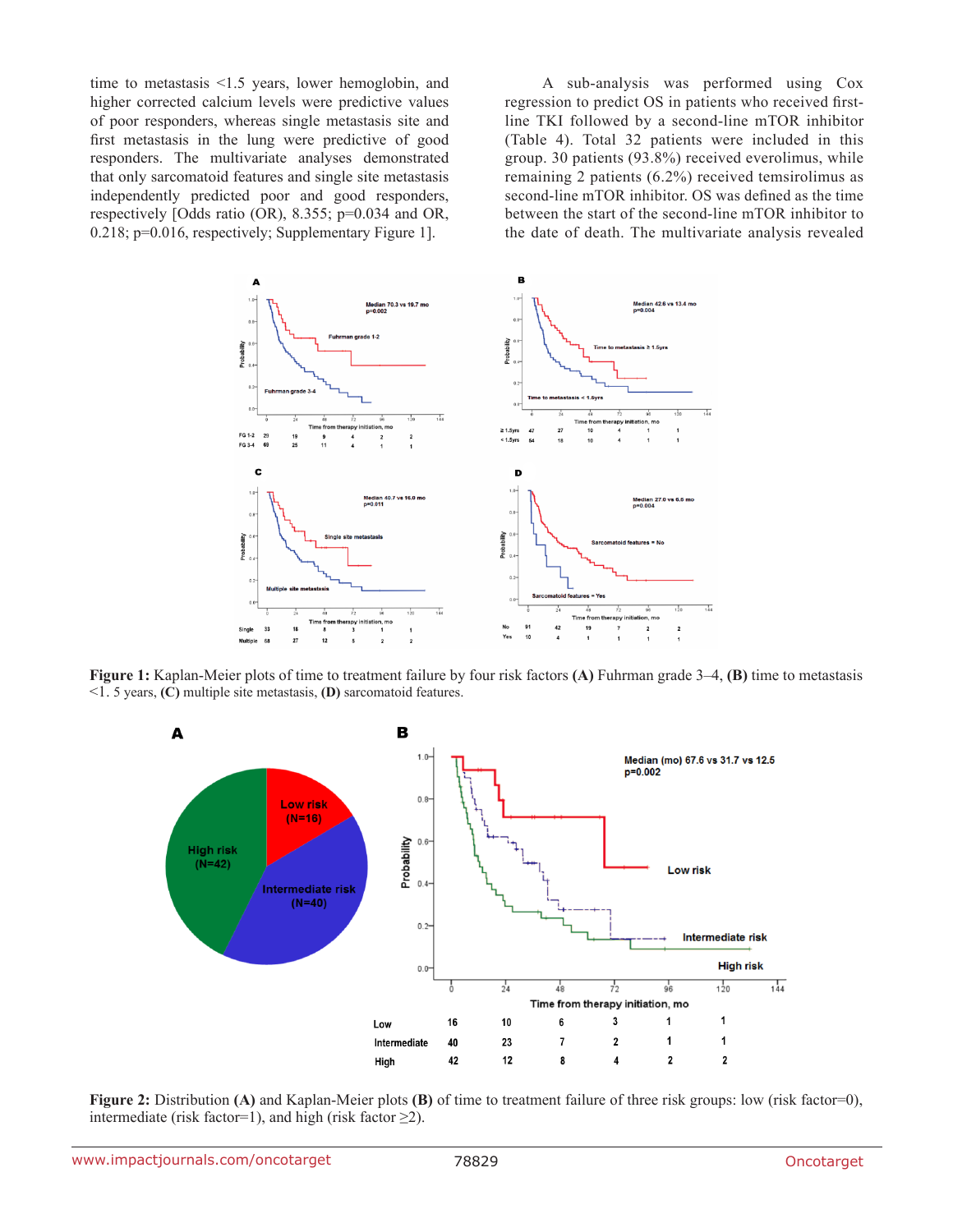time to metastasis <1.5 years, lower hemoglobin, and higher corrected calcium levels were predictive values of poor responders, whereas single metastasis site and first metastasis in the lung were predictive of good responders. The multivariate analyses demonstrated that only sarcomatoid features and single site metastasis independently predicted poor and good responders, respectively [Odds ratio (OR), 8.355; p=0.034 and OR, 0.218; p=0.016, respectively; Supplementary Figure 1].

A sub-analysis was performed using Cox regression to predict OS in patients who received first-line TKI followed by a second-line mTOR inhibitor (Table 4). Total 32 patients were included in this group. 30 patients (93.8%) received everolimus, while remaining 2 patients (6.2%) received temsirolimus as second-line mTOR inhibitor. OS was defined as the time between the start of the second-line mTOR inhibitor to the date of death. The multivariate analysis revealed

**Figure 1:** Kaplan-Meier plots of time to treatment failure by four risk factors **(A)** Fuhrman grade 3–4, **(B)** time to metastasis <1. 5 years, **(C)** multiple site metastasis, **(D)** sarcomatoid features.

**Figure 2:** Distribution **(A)** and Kaplan-Meier plots **(B)** of time to treatment failure of three risk groups: low (risk factor=0), intermediate (risk factor=1), and high (risk factor ≥2).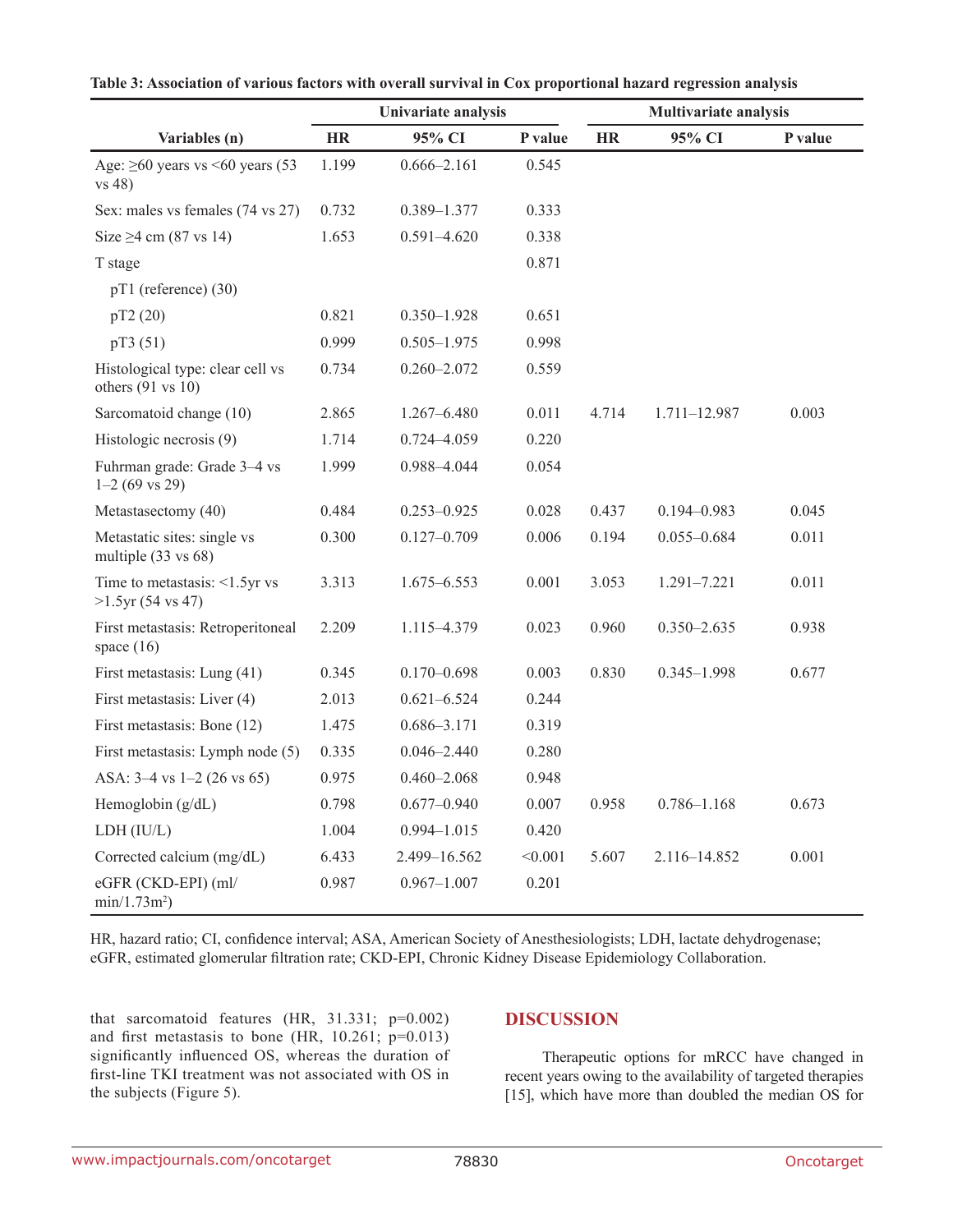**Table 3: Association of various factors with overall survival in Cox proportional hazard regression analysis**

| | Univariate analysis | | | Multivariate analysis | | |
|---|---|---|---|---|---|---|
| **Variables (n)** | **HR** | **95% CI** | **P value** | **HR** | **95% CI** | **P value** |
| Age: ≥60 years vs <60 years (53 vs 48) | 1.199 | 0.666–2.161 | 0.545 | | | |
| Sex: males vs females (74 vs 27) | 0.732 | 0.389–1.377 | 0.333 | | | |
| Size ≥4 cm (87 vs 14) | 1.653 | 0.591–4.620 | 0.338 | | | |
| T stage | | | 0.871 | | | |
| pT1 (reference) (30) | | | | | | |
| pT2 (20) | 0.821 | 0.350–1.928 | 0.651 | | | |
| pT3 (51) | 0.999 | 0.505–1.975 | 0.998 | | | |
| Histological type: clear cell vs others (91 vs 10) | 0.734 | 0.260–2.072 | 0.559 | | | |
| Sarcomatoid change (10) | 2.865 | 1.267–6.480 | 0.011 | 4.714 | 1.711–12.987 | 0.003 |
| Histologic necrosis (9) | 1.714 | 0.724–4.059 | 0.220 | | | |
| Fuhrman grade: Grade 3–4 vs 1–2 (69 vs 29) | 1.999 | 0.988–4.044 | 0.054 | | | |
| Metastasectomy (40) | 0.484 | 0.253–0.925 | 0.028 | 0.437 | 0.194–0.983 | 0.045 |
| Metastatic sites: single vs multiple (33 vs 68) | 0.300 | 0.127–0.709 | 0.006 | 0.194 | 0.055–0.684 | 0.011 |
| Time to metastasis: <1.5yr vs >1.5yr (54 vs 47) | 3.313 | 1.675–6.553 | 0.001 | 3.053 | 1.291–7.221 | 0.011 |
| First metastasis: Retroperitoneal space (16) | 2.209 | 1.115–4.379 | 0.023 | 0.960 | 0.350–2.635 | 0.938 |
| First metastasis: Lung (41) | 0.345 | 0.170–0.698 | 0.003 | 0.830 | 0.345–1.998 | 0.677 |
| First metastasis: Liver (4) | 2.013 | 0.621–6.524 | 0.244 | | | |
| First metastasis: Bone (12) | 1.475 | 0.686–3.171 | 0.319 | | | |
| First metastasis: Lymph node (5) | 0.335 | 0.046–2.440 | 0.280 | | | |
| ASA: 3–4 vs 1–2 (26 vs 65) | 0.975 | 0.460–2.068 | 0.948 | | | |
| Hemoglobin (g/dL) | 0.798 | 0.677–0.940 | 0.007 | 0.958 | 0.786–1.168 | 0.673 |
| LDH (IU/L) | 1.004 | 0.994–1.015 | 0.420 | | | |
| Corrected calcium (mg/dL) | 6.433 | 2.499–16.562 | <0.001 | 5.607 | 2.116–14.852 | 0.001 |
| eGFR (CKD-EPI) (ml/min/1.73m$^2$) | 0.987 | 0.967–1.007 | 0.201 | | | |

HR, hazard ratio; CI, confidence interval; ASA, American Society of Anesthesiologists; LDH, lactate dehydrogenase; eGFR, estimated glomerular filtration rate; CKD-EPI, Chronic Kidney Disease Epidemiology Collaboration.

that sarcomatoid features (HR, 31.331; p=0.002) and first metastasis to bone (HR, 10.261; p=0.013) significantly influenced OS, whereas the duration of first-line TKI treatment was not associated with OS in the subjects (Figure 5).

## DISCUSSION

Therapeutic options for mRCC have changed in recent years owing to the availability of targeted therapies [15], which have more than doubled the median OS for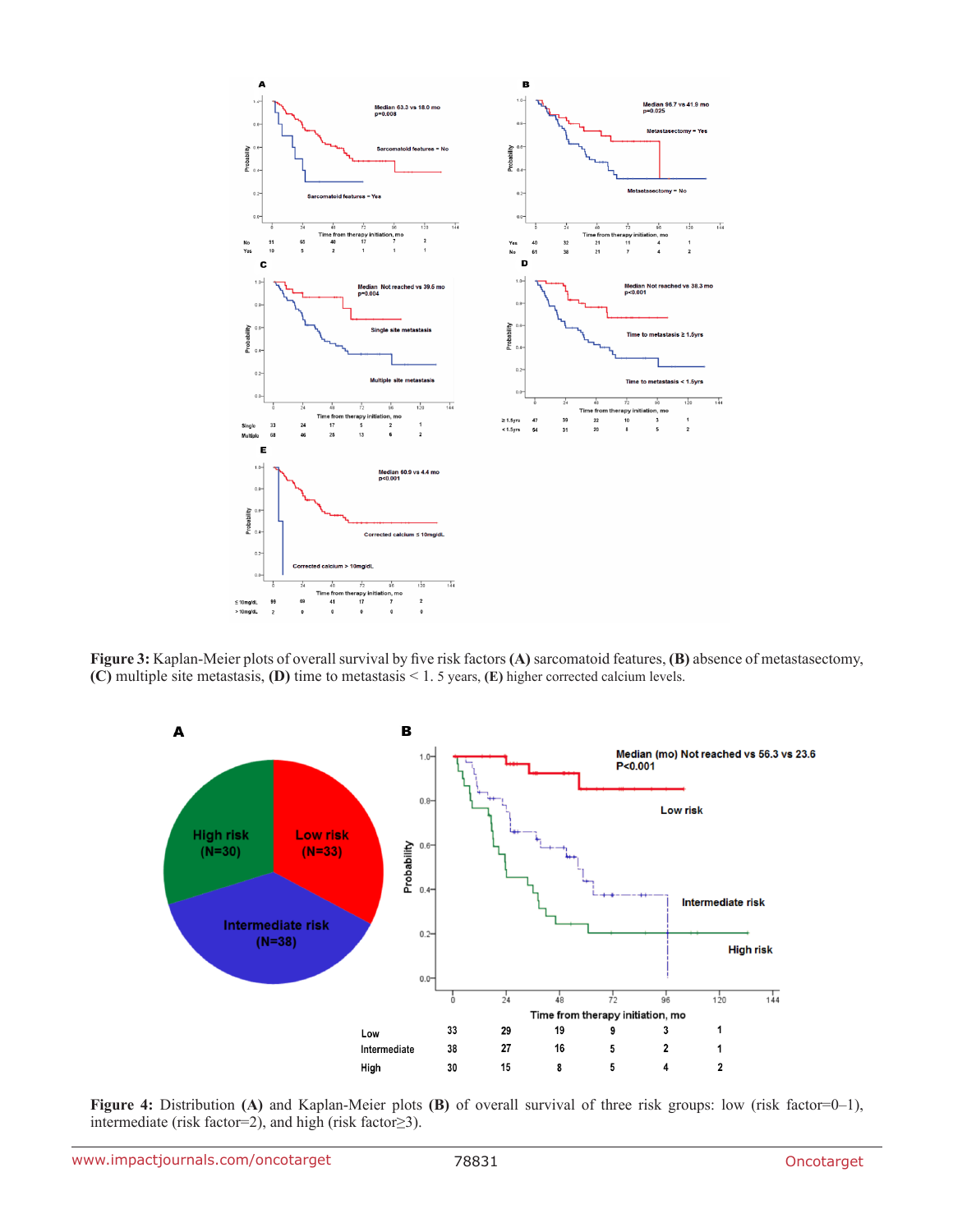**Figure 3:** Kaplan-Meier plots of overall survival by five risk factors **(A)** sarcomatoid features, **(B)** absence of metastasectomy, **(C)** multiple site metastasis, **(D)** time to metastasis < 1. 5 years, **(E)** higher corrected calcium levels.

**Figure 4:** Distribution **(A)** and Kaplan-Meier plots **(B)** of overall survival of three risk groups: low (risk factor=0–1), intermediate (risk factor=2), and high (risk factor≥3).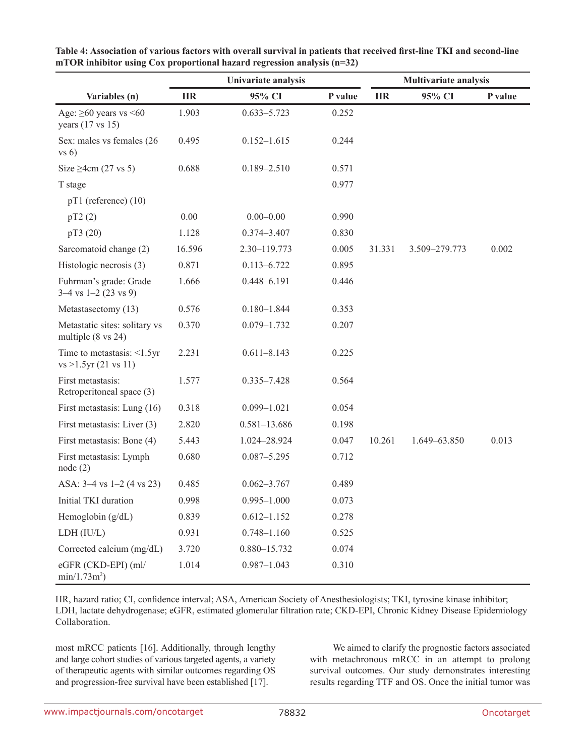**Table 4: Association of various factors with overall survival in patients that received first-line TKI and second-line mTOR inhibitor using Cox proportional hazard regression analysis (n=32)**

| | Univariate analysis | | | Multivariate analysis | | |
|---|---|---|---|---|---|---|
| **Variables (n)** | **HR** | **95% CI** | **P value** | **HR** | **95% CI** | **P value** |
| Age: ≥60 years vs <60 years (17 vs 15) | 1.903 | 0.633–5.723 | 0.252 | | | |
| Sex: males vs females (26 vs 6) | 0.495 | 0.152–1.615 | 0.244 | | | |
| Size ≥4cm (27 vs 5) | 0.688 | 0.189–2.510 | 0.571 | | | |
| T stage | | | 0.977 | | | |
| pT1 (reference) (10) | | | | | | |
| pT2 (2) | 0.00 | 0.00–0.00 | 0.990 | | | |
| pT3 (20) | 1.128 | 0.374–3.407 | 0.830 | | | |
| Sarcomatoid change (2) | 16.596 | 2.30–119.773 | 0.005 | 31.331 | 3.509–279.773 | 0.002 |
| Histologic necrosis (3) | 0.871 | 0.113–6.722 | 0.895 | | | |
| Fuhrman's grade: Grade 3–4 vs 1–2 (23 vs 9) | 1.666 | 0.448–6.191 | 0.446 | | | |
| Metastasectomy (13) | 0.576 | 0.180–1.844 | 0.353 | | | |
| Metastatic sites: solitary vs multiple (8 vs 24) | 0.370 | 0.079–1.732 | 0.207 | | | |
| Time to metastasis: <1.5yr vs >1.5yr (21 vs 11) | 2.231 | 0.611–8.143 | 0.225 | | | |
| First metastasis: Retroperitoneal space (3) | 1.577 | 0.335–7.428 | 0.564 | | | |
| First metastasis: Lung (16) | 0.318 | 0.099–1.021 | 0.054 | | | |
| First metastasis: Liver (3) | 2.820 | 0.581–13.686 | 0.198 | | | |
| First metastasis: Bone (4) | 5.443 | 1.024–28.924 | 0.047 | 10.261 | 1.649–63.850 | 0.013 |
| First metastasis: Lymph node (2) | 0.680 | 0.087–5.295 | 0.712 | | | |
| ASA: 3–4 vs 1–2 (4 vs 23) | 0.485 | 0.062–3.767 | 0.489 | | | |
| Initial TKI duration | 0.998 | 0.995–1.000 | 0.073 | | | |
| Hemoglobin (g/dL) | 0.839 | 0.612–1.152 | 0.278 | | | |
| LDH (IU/L) | 0.931 | 0.748–1.160 | 0.525 | | | |
| Corrected calcium (mg/dL) | 3.720 | 0.880–15.732 | 0.074 | | | |
| eGFR (CKD-EPI) (ml/min/1.73m$^2$) | 1.014 | 0.987–1.043 | 0.310 | | | |

HR, hazard ratio; CI, confidence interval; ASA, American Society of Anesthesiologists; TKI, tyrosine kinase inhibitor; LDH, lactate dehydrogenase; eGFR, estimated glomerular filtration rate; CKD-EPI, Chronic Kidney Disease Epidemiology Collaboration.

most mRCC patients [16]. Additionally, through lengthy and large cohort studies of various targeted agents, a variety of therapeutic agents with similar outcomes regarding OS and progression-free survival have been established [17].

We aimed to clarify the prognostic factors associated with metachronous mRCC in an attempt to prolong survival outcomes. Our study demonstrates interesting results regarding TTF and OS. Once the initial tumor was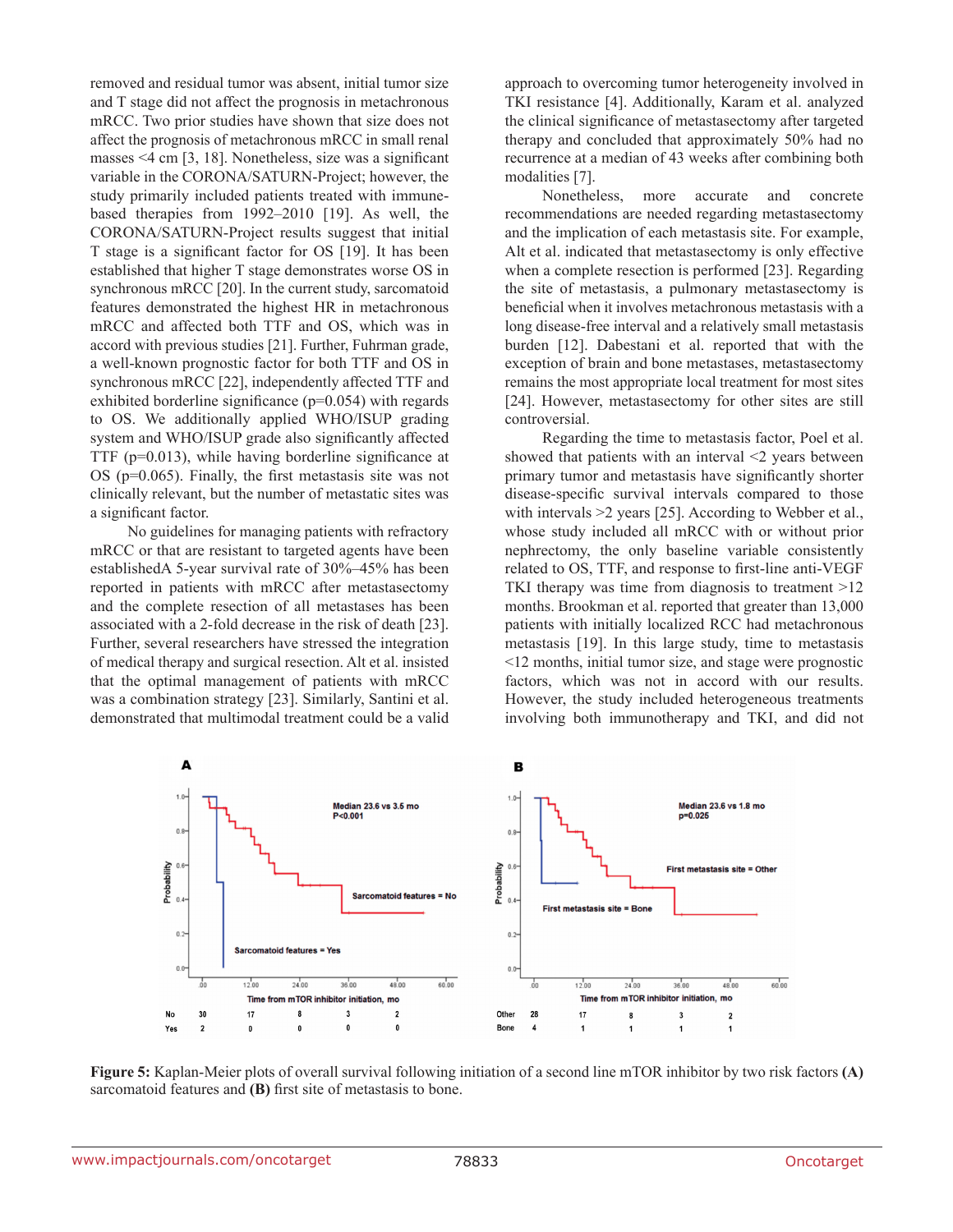removed and residual tumor was absent, initial tumor size and T stage did not affect the prognosis in metachronous mRCC. Two prior studies have shown that size does not affect the prognosis of metachronous mRCC in small renal masses <4 cm [3, 18]. Nonetheless, size was a significant variable in the CORONA/SATURN-Project; however, the study primarily included patients treated with immune-based therapies from 1992–2010 [19]. As well, the CORONA/SATURN-Project results suggest that initial T stage is a significant factor for OS [19]. It has been established that higher T stage demonstrates worse OS in synchronous mRCC [20]. In the current study, sarcomatoid features demonstrated the highest HR in metachronous mRCC and affected both TTF and OS, which was in accord with previous studies [21]. Further, Fuhrman grade, a well-known prognostic factor for both TTF and OS in synchronous mRCC [22], independently affected TTF and exhibited borderline significance (p=0.054) with regards to OS. We additionally applied WHO/ISUP grading system and WHO/ISUP grade also significantly affected TTF (p=0.013), while having borderline significance at OS (p=0.065). Finally, the first metastasis site was not clinically relevant, but the number of metastatic sites was a significant factor.

No guidelines for managing patients with refractory mRCC or that are resistant to targeted agents have been establishedA 5-year survival rate of 30%–45% has been reported in patients with mRCC after metastasectomy and the complete resection of all metastases has been associated with a 2-fold decrease in the risk of death [23]. Further, several researchers have stressed the integration of medical therapy and surgical resection. Alt et al. insisted that the optimal management of patients with mRCC was a combination strategy [23]. Similarly, Santini et al. demonstrated that multimodal treatment could be a valid approach to overcoming tumor heterogeneity involved in TKI resistance [4]. Additionally, Karam et al. analyzed the clinical significance of metastasectomy after targeted therapy and concluded that approximately 50% had no recurrence at a median of 43 weeks after combining both modalities [7].

Nonetheless, more accurate and concrete recommendations are needed regarding metastasectomy and the implication of each metastasis site. For example, Alt et al. indicated that metastasectomy is only effective when a complete resection is performed [23]. Regarding the site of metastasis, a pulmonary metastasectomy is beneficial when it involves metachronous metastasis with a long disease-free interval and a relatively small metastasis burden [12]. Dabestani et al. reported that with the exception of brain and bone metastases, metastasectomy remains the most appropriate local treatment for most sites [24]. However, metastasectomy for other sites are still controversial.

Regarding the time to metastasis factor, Poel et al. showed that patients with an interval <2 years between primary tumor and metastasis have significantly shorter disease-specific survival intervals compared to those with intervals >2 years [25]. According to Webber et al., whose study included all mRCC with or without prior nephrectomy, the only baseline variable consistently related to OS, TTF, and response to first-line anti-VEGF TKI therapy was time from diagnosis to treatment >12 months. Brookman et al. reported that greater than 13,000 patients with initially localized RCC had metachronous metastasis [19]. In this large study, time to metastasis <12 months, initial tumor size, and stage were prognostic factors, which was not in accord with our results. However, the study included heterogeneous treatments involving both immunotherapy and TKI, and did not

**Figure 5:** Kaplan-Meier plots of overall survival following initiation of a second line mTOR inhibitor by two risk factors **(A)** sarcomatoid features and **(B)** first site of metastasis to bone.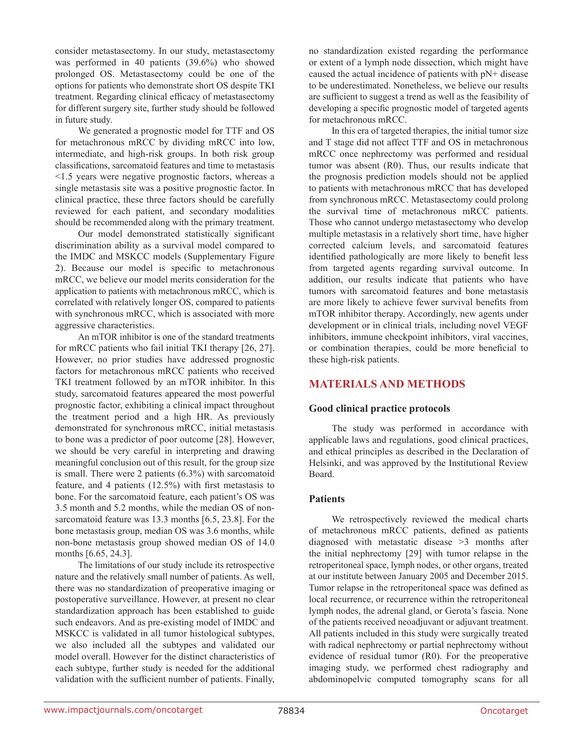consider metastasectomy. In our study, metastasectomy was performed in 40 patients (39.6%) who showed prolonged OS. Metastasectomy could be one of the options for patients who demonstrate short OS despite TKI treatment. Regarding clinical efficacy of metastasectomy for different surgery site, further study should be followed in future study.

We generated a prognostic model for TTF and OS for metachronous mRCC by dividing mRCC into low, intermediate, and high-risk groups. In both risk group classifications, sarcomatoid features and time to metastasis <1.5 years were negative prognostic factors, whereas a single metastasis site was a positive prognostic factor. In clinical practice, these three factors should be carefully reviewed for each patient, and secondary modalities should be recommended along with the primary treatment.

Our model demonstrated statistically significant discrimination ability as a survival model compared to the IMDC and MSKCC models (Supplementary Figure 2). Because our model is specific to metachronous mRCC, we believe our model merits consideration for the application to patients with metachronous mRCC, which is correlated with relatively longer OS, compared to patients with synchronous mRCC, which is associated with more aggressive characteristics.

An mTOR inhibitor is one of the standard treatments for mRCC patients who fail initial TKI therapy [26, 27]. However, no prior studies have addressed prognostic factors for metachronous mRCC patients who received TKI treatment followed by an mTOR inhibitor. In this study, sarcomatoid features appeared the most powerful prognostic factor, exhibiting a clinical impact throughout the treatment period and a high HR. As previously demonstrated for synchronous mRCC, initial metastasis to bone was a predictor of poor outcome [28]. However, we should be very careful in interpreting and drawing meaningful conclusion out of this result, for the group size is small. There were 2 patients (6.3%) with sarcomatoid feature, and 4 patients (12.5%) with first metastasis to bone. For the sarcomatoid feature, each patient's OS was 3.5 month and 5.2 months, while the median OS of non-sarcomatoid feature was 13.3 months [6.5, 23.8]. For the bone metastasis group, median OS was 3.6 months, while non-bone metastasis group showed median OS of 14.0 months [6.65, 24.3].

The limitations of our study include its retrospective nature and the relatively small number of patients. As well, there was no standardization of preoperative imaging or postoperative surveillance. However, at present no clear standardization approach has been established to guide such endeavors. And as pre-existing model of IMDC and MSKCC is validated in all tumor histological subtypes, we also included all the subtypes and validated our model overall. However for the distinct characteristics of each subtype, further study is needed for the additional validation with the sufficient number of patients. Finally, no standardization existed regarding the performance or extent of a lymph node dissection, which might have caused the actual incidence of patients with pN+ disease to be underestimated. Nonetheless, we believe our results are sufficient to suggest a trend as well as the feasibility of developing a specific prognostic model of targeted agents for metachronous mRCC.

In this era of targeted therapies, the initial tumor size and T stage did not affect TTF and OS in metachronous mRCC once nephrectomy was performed and residual tumor was absent (R0). Thus, our results indicate that the prognosis prediction models should not be applied to patients with metachronous mRCC that has developed from synchronous mRCC. Metastasectomy could prolong the survival time of metachronous mRCC patients. Those who cannot undergo metastasectomy who develop multiple metastasis in a relatively short time, have higher corrected calcium levels, and sarcomatoid features identified pathologically are more likely to benefit less from targeted agents regarding survival outcome. In addition, our results indicate that patients who have tumors with sarcomatoid features and bone metastasis are more likely to achieve fewer survival benefits from mTOR inhibitor therapy. Accordingly, new agents under development or in clinical trials, including novel VEGF inhibitors, immune checkpoint inhibitors, viral vaccines, or combination therapies, could be more beneficial to these high-risk patients.

## MATERIALS AND METHODS

### Good clinical practice protocols

The study was performed in accordance with applicable laws and regulations, good clinical practices, and ethical principles as described in the Declaration of Helsinki, and was approved by the Institutional Review Board.

### Patients

We retrospectively reviewed the medical charts of metachronous mRCC patients, defined as patients diagnosed with metastatic disease >3 months after the initial nephrectomy [29] with tumor relapse in the retroperitoneal space, lymph nodes, or other organs, treated at our institute between January 2005 and December 2015. Tumor relapse in the retroperitoneal space was defined as local recurrence, or recurrence within the retroperitoneal lymph nodes, the adrenal gland, or Gerota's fascia. None of the patients received neoadjuvant or adjuvant treatment. All patients included in this study were surgically treated with radical nephrectomy or partial nephrectomy without evidence of residual tumor (R0). For the preoperative imaging study, we performed chest radiography and abdominopelvic computed tomography scans for all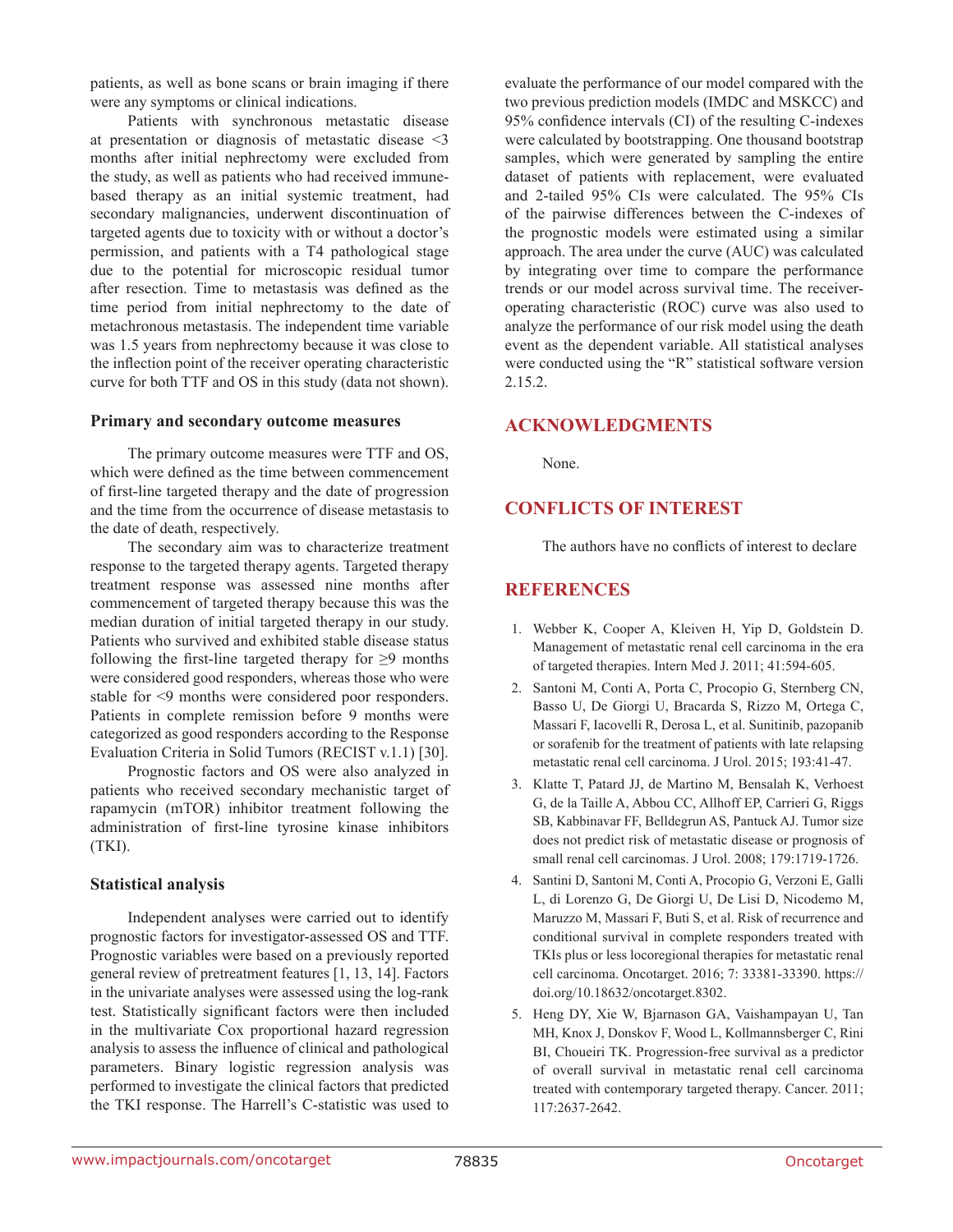patients, as well as bone scans or brain imaging if there were any symptoms or clinical indications.

Patients with synchronous metastatic disease at presentation or diagnosis of metastatic disease <3 months after initial nephrectomy were excluded from the study, as well as patients who had received immune-based therapy as an initial systemic treatment, had secondary malignancies, underwent discontinuation of targeted agents due to toxicity with or without a doctor's permission, and patients with a T4 pathological stage due to the potential for microscopic residual tumor after resection. Time to metastasis was defined as the time period from initial nephrectomy to the date of metachronous metastasis. The independent time variable was 1.5 years from nephrectomy because it was close to the inflection point of the receiver operating characteristic curve for both TTF and OS in this study (data not shown).

### Primary and secondary outcome measures

The primary outcome measures were TTF and OS, which were defined as the time between commencement of first-line targeted therapy and the date of progression and the time from the occurrence of disease metastasis to the date of death, respectively.

The secondary aim was to characterize treatment response to the targeted therapy agents. Targeted therapy treatment response was assessed nine months after commencement of targeted therapy because this was the median duration of initial targeted therapy in our study. Patients who survived and exhibited stable disease status following the first-line targeted therapy for ≥9 months were considered good responders, whereas those who were stable for <9 months were considered poor responders. Patients in complete remission before 9 months were categorized as good responders according to the Response Evaluation Criteria in Solid Tumors (RECIST v.1.1) [30].

Prognostic factors and OS were also analyzed in patients who received secondary mechanistic target of rapamycin (mTOR) inhibitor treatment following the administration of first-line tyrosine kinase inhibitors (TKI).

### Statistical analysis

Independent analyses were carried out to identify prognostic factors for investigator-assessed OS and TTF. Prognostic variables were based on a previously reported general review of pretreatment features [1, 13, 14]. Factors in the univariate analyses were assessed using the log-rank test. Statistically significant factors were then included in the multivariate Cox proportional hazard regression analysis to assess the influence of clinical and pathological parameters. Binary logistic regression analysis was performed to investigate the clinical factors that predicted the TKI response. The Harrell's C-statistic was used to evaluate the performance of our model compared with the two previous prediction models (IMDC and MSKCC) and 95% confidence intervals (CI) of the resulting C-indexes were calculated by bootstrapping. One thousand bootstrap samples, which were generated by sampling the entire dataset of patients with replacement, were evaluated and 2-tailed 95% CIs were calculated. The 95% CIs of the pairwise differences between the C-indexes of the prognostic models were estimated using a similar approach. The area under the curve (AUC) was calculated by integrating over time to compare the performance trends or our model across survival time. The receiver-operating characteristic (ROC) curve was also used to analyze the performance of our risk model using the death event as the dependent variable. All statistical analyses were conducted using the "R" statistical software version 2.15.2.

## ACKNOWLEDGMENTS

None.

## CONFLICTS OF INTEREST

The authors have no conflicts of interest to declare

## REFERENCES

1. Webber K, Cooper A, Kleiven H, Yip D, Goldstein D. Management of metastatic renal cell carcinoma in the era of targeted therapies. Intern Med J. 2011; 41:594-605.
2. Santoni M, Conti A, Porta C, Procopio G, Sternberg CN, Basso U, De Giorgi U, Bracarda S, Rizzo M, Ortega C, Massari F, Iacovelli R, Derosa L, et al. Sunitinib, pazopanib or sorafenib for the treatment of patients with late relapsing metastatic renal cell carcinoma. J Urol. 2015; 193:41-47.
3. Klatte T, Patard JJ, de Martino M, Bensalah K, Verhoest G, de la Taille A, Abbou CC, Allhoff EP, Carrieri G, Riggs SB, Kabbinavar FF, Belldegrun AS, Pantuck AJ. Tumor size does not predict risk of metastatic disease or prognosis of small renal cell carcinomas. J Urol. 2008; 179:1719-1726.
4. Santini D, Santoni M, Conti A, Procopio G, Verzoni E, Galli L, di Lorenzo G, De Giorgi U, De Lisi D, Nicodemo M, Maruzzo M, Massari F, Buti S, et al. Risk of recurrence and conditional survival in complete responders treated with TKIs plus or less locoregional therapies for metastatic renal cell carcinoma. Oncotarget. 2016; 7: 33381-33390. https://doi.org/10.18632/oncotarget.8302.
5. Heng DY, Xie W, Bjarnason GA, Vaishampayan U, Tan MH, Knox J, Donskov F, Wood L, Kollmannsberger C, Rini BI, Choueiri TK. Progression-free survival as a predictor of overall survival in metastatic renal cell carcinoma treated with contemporary targeted therapy. Cancer. 2011; 117:2637-2642.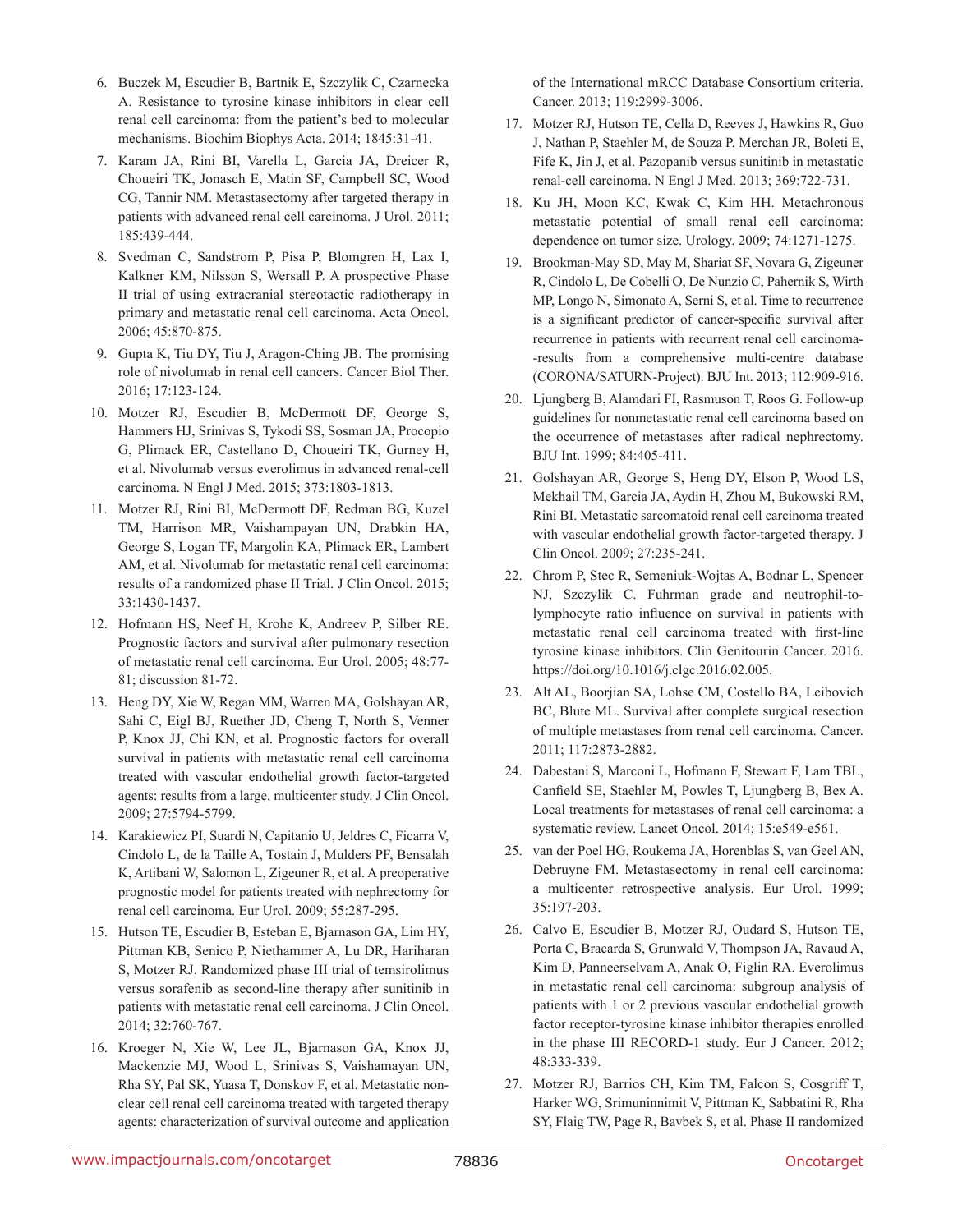6. Buczek M, Escudier B, Bartnik E, Szczylik C, Czarnecka A. Resistance to tyrosine kinase inhibitors in clear cell renal cell carcinoma: from the patient's bed to molecular mechanisms. Biochim Biophys Acta. 2014; 1845:31-41.
7. Karam JA, Rini BI, Varella L, Garcia JA, Dreicer R, Choueiri TK, Jonasch E, Matin SF, Campbell SC, Wood CG, Tannir NM. Metastasectomy after targeted therapy in patients with advanced renal cell carcinoma. J Urol. 2011; 185:439-444.
8. Svedman C, Sandstrom P, Pisa P, Blomgren H, Lax I, Kalkner KM, Nilsson S, Wersall P. A prospective Phase II trial of using extracranial stereotactic radiotherapy in primary and metastatic renal cell carcinoma. Acta Oncol. 2006; 45:870-875.
9. Gupta K, Tiu DY, Tiu J, Aragon-Ching JB. The promising role of nivolumab in renal cell cancers. Cancer Biol Ther. 2016; 17:123-124.
10. Motzer RJ, Escudier B, McDermott DF, George S, Hammers HJ, Srinivas S, Tykodi SS, Sosman JA, Procopio G, Plimack ER, Castellano D, Choueiri TK, Gurney H, et al. Nivolumab versus everolimus in advanced renal-cell carcinoma. N Engl J Med. 2015; 373:1803-1813.
11. Motzer RJ, Rini BI, McDermott DF, Redman BG, Kuzel TM, Harrison MR, Vaishampayan UN, Drabkin HA, George S, Logan TF, Margolin KA, Plimack ER, Lambert AM, et al. Nivolumab for metastatic renal cell carcinoma: results of a randomized phase II Trial. J Clin Oncol. 2015; 33:1430-1437.
12. Hofmann HS, Neef H, Krohe K, Andreev P, Silber RE. Prognostic factors and survival after pulmonary resection of metastatic renal cell carcinoma. Eur Urol. 2005; 48:77-81; discussion 81-72.
13. Heng DY, Xie W, Regan MM, Warren MA, Golshayan AR, Sahi C, Eigl BJ, Ruether JD, Cheng T, North S, Venner P, Knox JJ, Chi KN, et al. Prognostic factors for overall survival in patients with metastatic renal cell carcinoma treated with vascular endothelial growth factor-targeted agents: results from a large, multicenter study. J Clin Oncol. 2009; 27:5794-5799.
14. Karakiewicz PI, Suardi N, Capitanio U, Jeldres C, Ficarra V, Cindolo L, de la Taille A, Tostain J, Mulders PF, Bensalah K, Artibani W, Salomon L, Zigeuner R, et al. A preoperative prognostic model for patients treated with nephrectomy for renal cell carcinoma. Eur Urol. 2009; 55:287-295.
15. Hutson TE, Escudier B, Esteban E, Bjarnason GA, Lim HY, Pittman KB, Senico P, Niethammer A, Lu DR, Hariharan S, Motzer RJ. Randomized phase III trial of temsirolimus versus sorafenib as second-line therapy after sunitinib in patients with metastatic renal cell carcinoma. J Clin Oncol. 2014; 32:760-767.
16. Kroeger N, Xie W, Lee JL, Bjarnason GA, Knox JJ, Mackenzie MJ, Wood L, Srinivas S, Vaishamayan UN, Rha SY, Pal SK, Yuasa T, Donskov F, et al. Metastatic non-clear cell renal cell carcinoma treated with targeted therapy agents: characterization of survival outcome and application of the International mRCC Database Consortium criteria. Cancer. 2013; 119:2999-3006.
17. Motzer RJ, Hutson TE, Cella D, Reeves J, Hawkins R, Guo J, Nathan P, Staehler M, de Souza P, Merchan JR, Boleti E, Fife K, Jin J, et al. Pazopanib versus sunitinib in metastatic renal-cell carcinoma. N Engl J Med. 2013; 369:722-731.
18. Ku JH, Moon KC, Kwak C, Kim HH. Metachronous metastatic potential of small renal cell carcinoma: dependence on tumor size. Urology. 2009; 74:1271-1275.
19. Brookman-May SD, May M, Shariat SF, Novara G, Zigeuner R, Cindolo L, De Cobelli O, De Nunzio C, Pahernik S, Wirth MP, Longo N, Simonato A, Serni S, et al. Time to recurrence is a significant predictor of cancer-specific survival after recurrence in patients with recurrent renal cell carcinoma--results from a comprehensive multi-centre database (CORONA/SATURN-Project). BJU Int. 2013; 112:909-916.
20. Ljungberg B, Alamdari FI, Rasmuson T, Roos G. Follow-up guidelines for nonmetastatic renal cell carcinoma based on the occurrence of metastases after radical nephrectomy. BJU Int. 1999; 84:405-411.
21. Golshayan AR, George S, Heng DY, Elson P, Wood LS, Mekhail TM, Garcia JA, Aydin H, Zhou M, Bukowski RM, Rini BI. Metastatic sarcomatoid renal cell carcinoma treated with vascular endothelial growth factor-targeted therapy. J Clin Oncol. 2009; 27:235-241.
22. Chrom P, Stec R, Semeniuk-Wojtas A, Bodnar L, Spencer NJ, Szczylik C. Fuhrman grade and neutrophil-to-lymphocyte ratio influence on survival in patients with metastatic renal cell carcinoma treated with first-line tyrosine kinase inhibitors. Clin Genitourin Cancer. 2016. https://doi.org/10.1016/j.clgc.2016.02.005.
23. Alt AL, Boorjian SA, Lohse CM, Costello BA, Leibovich BC, Blute ML. Survival after complete surgical resection of multiple metastases from renal cell carcinoma. Cancer. 2011; 117:2873-2882.
24. Dabestani S, Marconi L, Hofmann F, Stewart F, Lam TBL, Canfield SE, Staehler M, Powles T, Ljungberg B, Bex A. Local treatments for metastases of renal cell carcinoma: a systematic review. Lancet Oncol. 2014; 15:e549-e561.
25. van der Poel HG, Roukema JA, Horenblas S, van Geel AN, Debruyne FM. Metastasectomy in renal cell carcinoma: a multicenter retrospective analysis. Eur Urol. 1999; 35:197-203.
26. Calvo E, Escudier B, Motzer RJ, Oudard S, Hutson TE, Porta C, Bracarda S, Grunwald V, Thompson JA, Ravaud A, Kim D, Panneerselvam A, Anak O, Figlin RA. Everolimus in metastatic renal cell carcinoma: subgroup analysis of patients with 1 or 2 previous vascular endothelial growth factor receptor-tyrosine kinase inhibitor therapies enrolled in the phase III RECORD-1 study. Eur J Cancer. 2012; 48:333-339.
27. Motzer RJ, Barrios CH, Kim TM, Falcon S, Cosgriff T, Harker WG, Srimuninnimit V, Pittman K, Sabbatini R, Rha SY, Flaig TW, Page R, Bavbek S, et al. Phase II randomized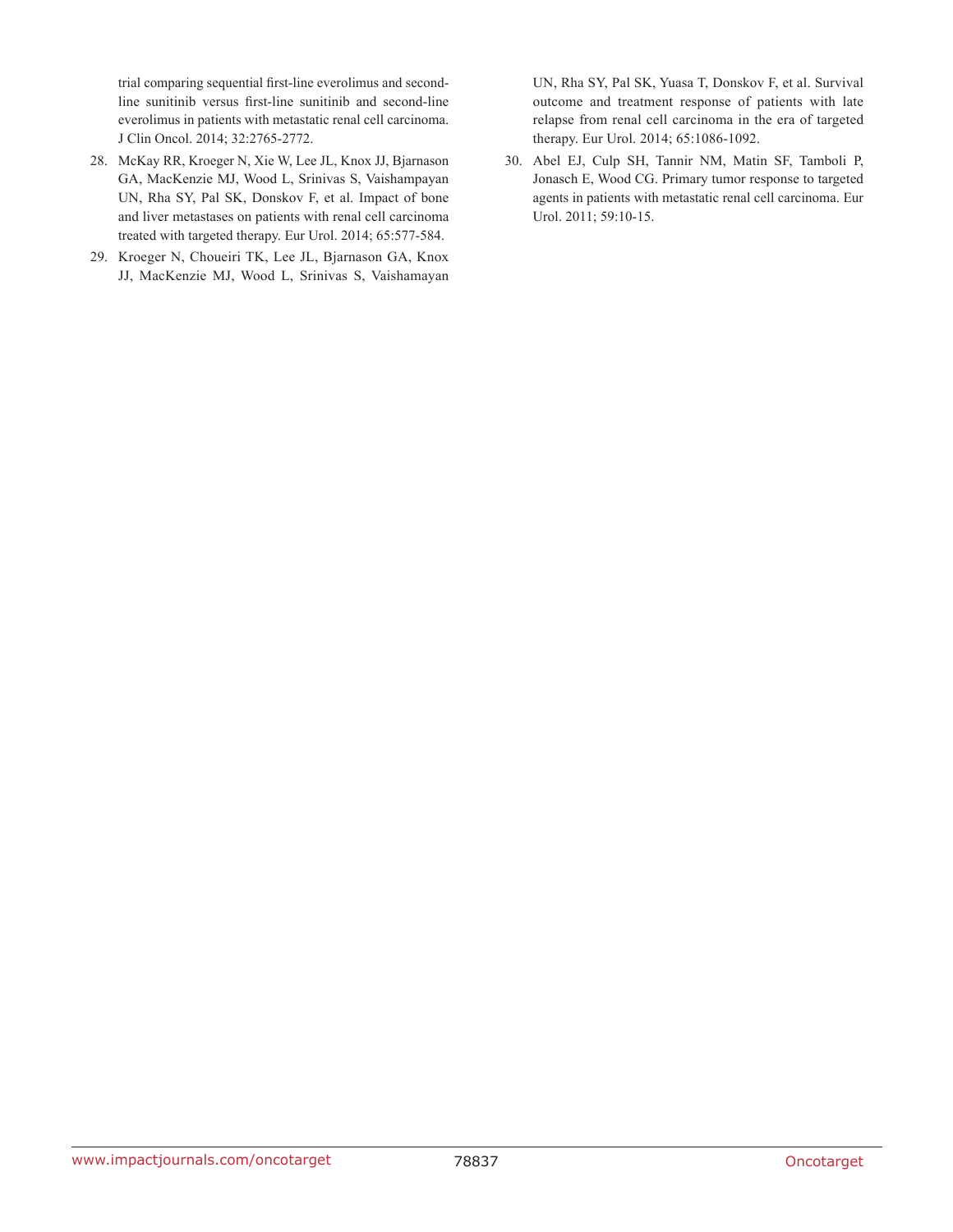trial comparing sequential first-line everolimus and second-line sunitinib versus first-line sunitinib and second-line everolimus in patients with metastatic renal cell carcinoma. J Clin Oncol. 2014; 32:2765-2772.

28. McKay RR, Kroeger N, Xie W, Lee JL, Knox JJ, Bjarnason GA, MacKenzie MJ, Wood L, Srinivas S, Vaishampayan UN, Rha SY, Pal SK, Donskov F, et al. Impact of bone and liver metastases on patients with renal cell carcinoma treated with targeted therapy. Eur Urol. 2014; 65:577-584.

29. Kroeger N, Choueiri TK, Lee JL, Bjarnason GA, Knox JJ, MacKenzie MJ, Wood L, Srinivas S, Vaishamayan UN, Rha SY, Pal SK, Yuasa T, Donskov F, et al. Survival outcome and treatment response of patients with late relapse from renal cell carcinoma in the era of targeted therapy. Eur Urol. 2014; 65:1086-1092.

30. Abel EJ, Culp SH, Tannir NM, Matin SF, Tamboli P, Jonasch E, Wood CG. Primary tumor response to targeted agents in patients with metastatic renal cell carcinoma. Eur Urol. 2011; 59:10-15.